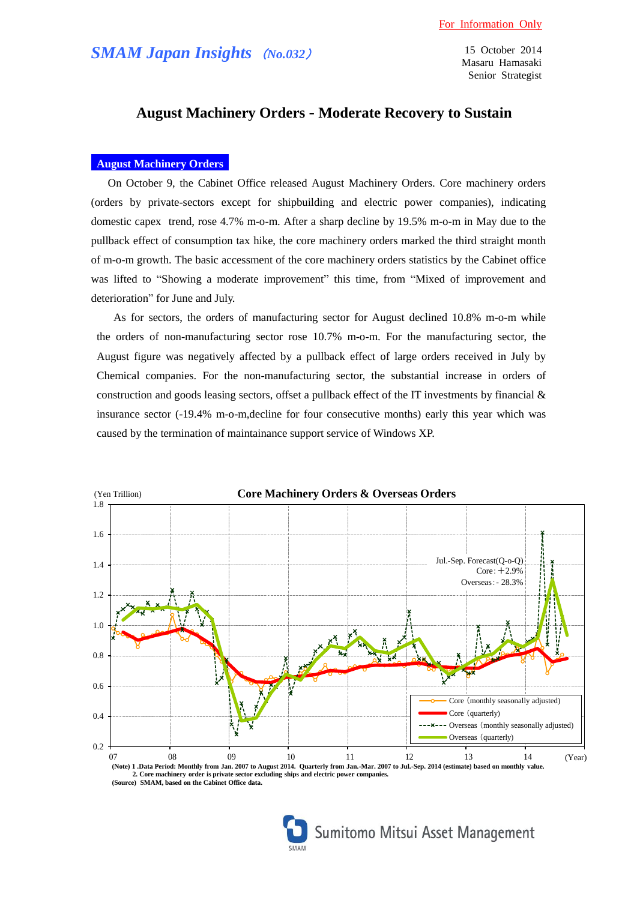For Information Only

*SMAM Japan Insights* (No.032)

15 October 2014
Masaru Hamasaki
Senior Strategist

# August Machinery Orders - Moderate Recovery to Sustain

## August Machinery Orders

On October 9, the Cabinet Office released August Machinery Orders. Core machinery orders (orders by private-sectors except for shipbuilding and electric power companies), indicating domestic capex trend, rose 4.7% m-o-m. After a sharp decline by 19.5% m-o-m in May due to the pullback effect of consumption tax hike, the core machinery orders marked the third straight month of m-o-m growth. The basic accessment of the core machinery orders statistics by the Cabinet office was lifted to “Showing a moderate improvement” this time, from “Mixed of improvement and deterioration” for June and July.

As for sectors, the orders of manufacturing sector for August declined 10.8% m-o-m while the orders of non-manufacturing sector rose 10.7% m-o-m. For the manufacturing sector, the August figure was negatively affected by a pullback effect of large orders received in July by Chemical companies. For the non-manufacturing sector, the substantial increase in orders of construction and goods leasing sectors, offset a pullback effect of the IT investments by financial & insurance sector (-19.4% m-o-m,decline for four consecutive months) early this year which was caused by the termination of maintainance support service of Windows XP.

**Core Machinery Orders & Overseas Orders**

(Yen Trillion)

Jul.-Sep. Forecast(Q-o-Q)
Core : +2.9%
Overseas : - 28.3%

Legend: Core (monthly seasonally adjusted); Core (quarterly); Overseas (monthly seasonally adjusted); Overseas (quarterly)

(Note) 1 .Data Period: Monthly from Jan. 2007 to August 2014. Quarterly from Jan.-Mar. 2007 to Jul.-Sep. 2014 (estimate) based on monthly value.
2. Core machinery order is private sector excluding ships and electric power companies.
(Source) SMAM, based on the Cabinet Office data.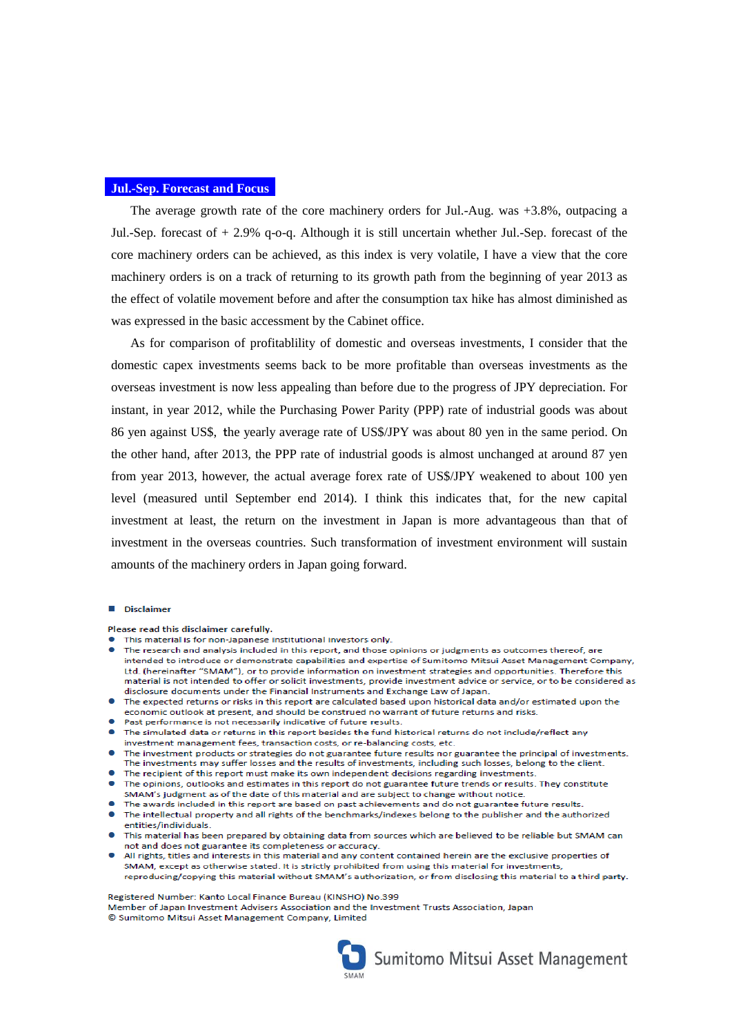## Jul.-Sep. Forecast and Focus

The average growth rate of the core machinery orders for Jul.-Aug. was +3.8%, outpacing a Jul.-Sep. forecast of + 2.9% q-o-q. Although it is still uncertain whether Jul.-Sep. forecast of the core machinery orders can be achieved, as this index is very volatile, I have a view that the core machinery orders is on a track of returning to its growth path from the beginning of year 2013 as the effect of volatile movement before and after the consumption tax hike has almost diminished as was expressed in the basic accessment by the Cabinet office.

As for comparison of profitablility of domestic and overseas investments, I consider that the domestic capex investments seems back to be more profitable than overseas investments as the overseas investment is now less appealing than before due to the progress of JPY depreciation. For instant, in year 2012, while the Purchasing Power Parity (PPP) rate of industrial goods was about 86 yen against US$, the yearly average rate of US$/JPY was about 80 yen in the same period. On the other hand, after 2013, the PPP rate of industrial goods is almost unchanged at around 87 yen from year 2013, however, the actual average forex rate of US$/JPY weakened to about 100 yen level (measured until September end 2014). I think this indicates that, for the new capital investment at least, the return on the investment in Japan is more advantageous than that of investment in the overseas countries. Such transformation of investment environment will sustain amounts of the machinery orders in Japan going forward.

■ **Disclaimer**

Please read this disclaimer carefully.

- This material is for non-Japanese institutional investors only.
- The research and analysis included in this report, and those opinions or judgments as outcomes thereof, are intended to introduce or demonstrate capabilities and expertise of Sumitomo Mitsui Asset Management Company, Ltd. (hereinafter "SMAM"), or to provide information on investment strategies and opportunities. Therefore this material is not intended to offer or solicit investments, provide investment advice or service, or to be considered as disclosure documents under the Financial Instruments and Exchange Law of Japan.
- The expected returns or risks in this report are calculated based upon historical data and/or estimated upon the economic outlook at present, and should be construed no warrant of future returns and risks.
- Past performance is not necessarily indicative of future results.
- The simulated data or returns in this report besides the fund historical returns do not include/reflect any investment management fees, transaction costs, or re-balancing costs, etc.
- The investment products or strategies do not guarantee future results nor guarantee the principal of investments. The investments may suffer losses and the results of investments, including such losses, belong to the client.
- The recipient of this report must make its own independent decisions regarding investments.
- The opinions, outlooks and estimates in this report do not guarantee future trends or results. They constitute SMAM's judgment as of the date of this material and are subject to change without notice.
- The awards included in this report are based on past achievements and do not guarantee future results.
- The intellectual property and all rights of the benchmarks/indexes belong to the publisher and the authorized entities/individuals.
- This material has been prepared by obtaining data from sources which are believed to be reliable but SMAM can not and does not guarantee its completeness or accuracy.
- All rights, titles and interests in this material and any content contained herein are the exclusive properties of SMAM, except as otherwise stated. It is strictly prohibited from using this material for investments, reproducing/copying this material without SMAM's authorization, or from disclosing this material to a third party.

Registered Number: Kanto Local Finance Bureau (KINSHO) No.399
Member of Japan Investment Advisers Association and the Investment Trusts Association, Japan
© Sumitomo Mitsui Asset Management Company, Limited

Sumitomo Mitsui Asset Management